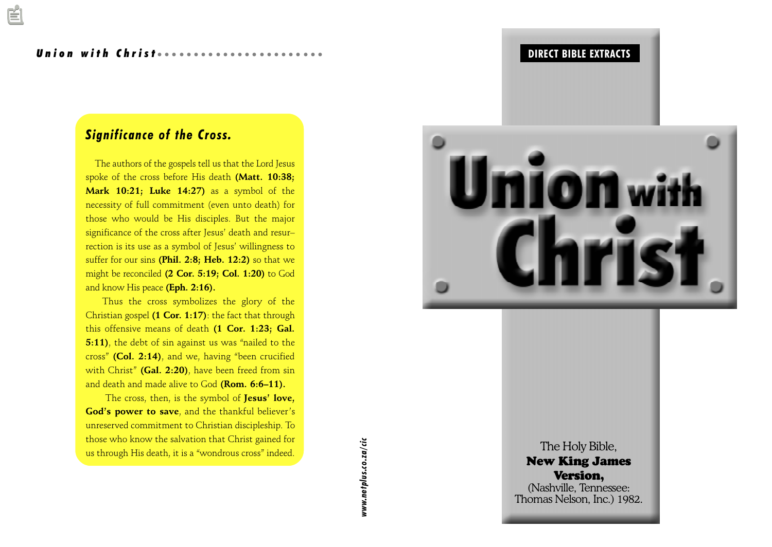## Significance of the Cross.

The authors of the gospels tell us that the Lord Jesus spoke of the cross before His death **(Matt. 10:38; Mark 10:21; Luke 14:27)** as a symbol of the necessity of full commitment (even unto death) for those who would be His disciples. But the major significance of the cross after Jesus' death and resurrection is its use as a symbol of Jesus' willingness to suffer for our sins **(Phil. 2:8; Heb. 12:2)** so that we might be reconciled **(2 Cor. 5:19; Col. 1:20)** to God and know His peace **(Eph. 2:16).**

Thus the cross symbolizes the glory of the Christian gospel **(1 Cor. 1:17)**: the fact that through this offensive means of death **(1 Cor. 1:23; Gal. 5:11)**, the debt of sin against us was "nailed to the cross" **(Col. 2:14)**, and we, having "been crucified with Christ" **(Gal. 2:20)**, have been freed from sin and death and made alive to God **(Rom. 6:6–11).**

The cross, then, is the symbol of **Jesus' love, God's power to save**, and the thankful believer's unreserved commitment to Christian discipleship. To those who know the salvation that Christ gained for us through His death, it is a "wondrous cross" indeed.

*www.netplus.co.za/cic*

**DIRECT BIBLE EXTRACTS**

# Union with Christ

The Holy Bible,
**New King James Version,**
(Nashville, Tennessee: Thomas Nelson, Inc.) 1982.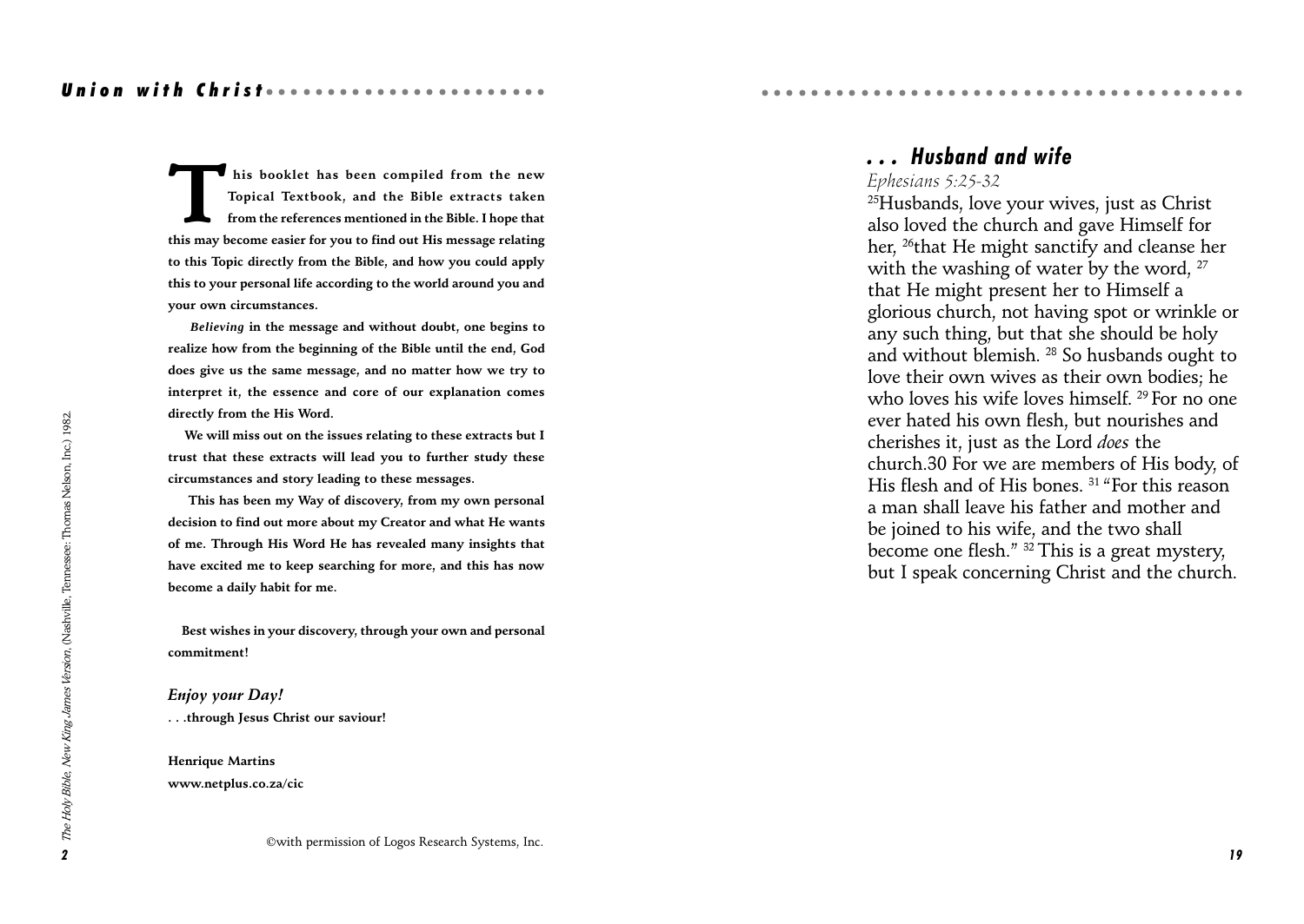**This booklet has been compiled from the new Topical Textbook, and the Bible extracts taken from the references mentioned in the Bible. I hope that this may become easier for you to find out His message relating to this Topic directly from the Bible, and how you could apply this to your personal life according to the world around you and your own circumstances.**

***Believing*** **in the message and without doubt, one begins to realize how from the beginning of the Bible until the end, God does give us the same message, and no matter how we try to interpret it, the essence and core of our explanation comes directly from the His Word.**

**We will miss out on the issues relating to these extracts but I trust that these extracts will lead you to further study these circumstances and story leading to these messages.**

**This has been my Way of discovery, from my own personal decision to find out more about my Creator and what He wants of me. Through His Word He has revealed many insights that have excited me to keep searching for more, and this has now become a daily habit for me.**

**Best wishes in your discovery, through your own and personal commitment!**

***Enjoy your Day!***

**. . .through Jesus Christ our saviour!**

**Henrique Martins**
**www.netplus.co.za/cic**

©with permission of Logos Research Systems, Inc.

*The Holy Bible, New King James Version*, (Nashville, Tennessee: Thomas Nelson, Inc.) 1982.

## . . . Husband and wife

*Ephesians 5:25-32*

[25]Husbands, love your wives, just as Christ also loved the church and gave Himself for her, [26]that He might sanctify and cleanse her with the washing of water by the word, [27] that He might present her to Himself a glorious church, not having spot or wrinkle or any such thing, but that she should be holy and without blemish. [28] So husbands ought to love their own wives as their own bodies; he who loves his wife loves himself. [29] For no one ever hated his own flesh, but nourishes and cherishes it, just as the Lord *does* the church.30 For we are members of His body, of His flesh and of His bones. [31] "For this reason a man shall leave his father and mother and be joined to his wife, and the two shall become one flesh." [32] This is a great mystery, but I speak concerning Christ and the church.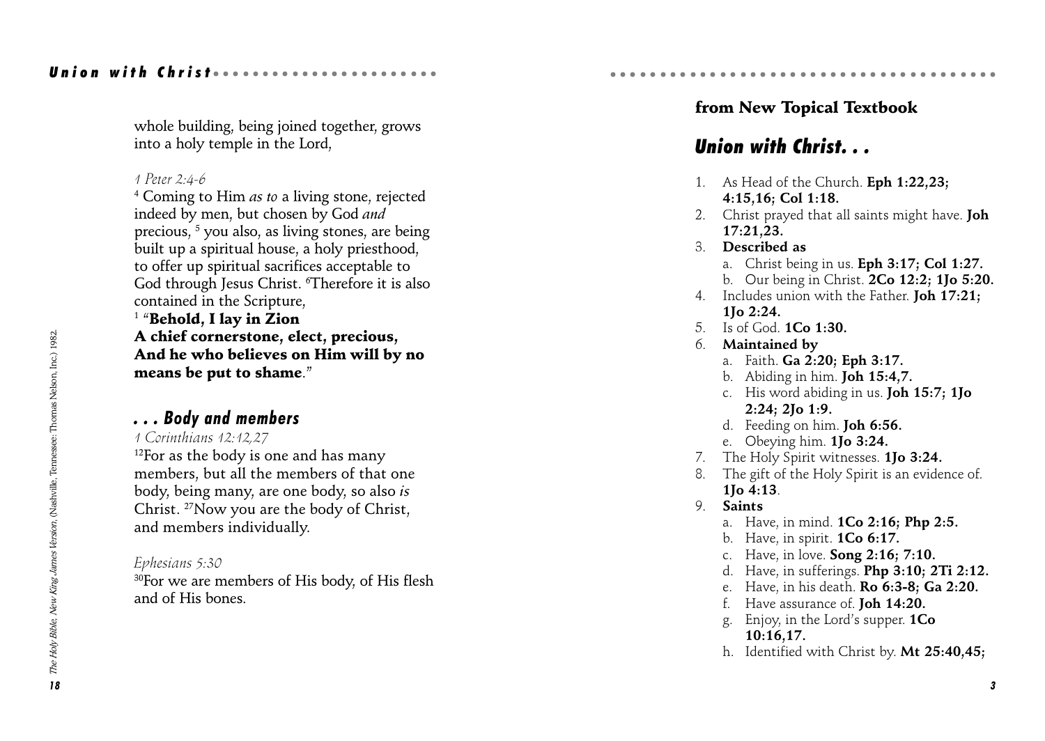whole building, being joined together, grows into a holy temple in the Lord,

*1 Peter 2:4-6*

[4] Coming to Him *as to* a living stone, rejected indeed by men, but chosen by God *and* precious, [5] you also, as living stones, are being built up a spiritual house, a holy priesthood, to offer up spiritual sacrifices acceptable to God through Jesus Christ. [6]Therefore it is also contained in the Scripture,

[1] "**Behold, I lay in Zion**
**A chief cornerstone, elect, precious,**
**And he who believes on Him will by no means be put to shame**."

### *. . . Body and members*

*1 Corinthians 12:12,27*

[12]For as the body is one and has many members, but all the members of that one body, being many, are one body, so also *is* Christ. [27]Now you are the body of Christ, and members individually.

*Ephesians 5:30*

[30]For we are members of His body, of His flesh and of His bones.

*The Holy Bible, New King James Version,* (Nashville, Tennessee: Thomas Nelson, Inc.) 1982.

## from New Topical Textbook

### *Union with Christ. . .*

1. As Head of the Church. **Eph 1:22,23; 4:15,16; Col 1:18.**
2. Christ prayed that all saints might have. **Joh 17:21,23.**
3. **Described as**
   a. Christ being in us. **Eph 3:17; Col 1:27.**
   b. Our being in Christ. **2Co 12:2; 1Jo 5:20.**
4. Includes union with the Father. **Joh 17:21; 1Jo 2:24.**
5. Is of God. **1Co 1:30.**
6. **Maintained by**
   a. Faith. **Ga 2:20; Eph 3:17.**
   b. Abiding in him. **Joh 15:4,7.**
   c. His word abiding in us. **Joh 15:7; 1Jo 2:24; 2Jo 1:9.**
   d. Feeding on him. **Joh 6:56.**
   e. Obeying him. **1Jo 3:24.**
7. The Holy Spirit witnesses. **1Jo 3:24.**
8. The gift of the Holy Spirit is an evidence of. **1Jo 4:13**.
9. **Saints**
   a. Have, in mind. **1Co 2:16; Php 2:5.**
   b. Have, in spirit. **1Co 6:17.**
   c. Have, in love. **Song 2:16; 7:10.**
   d. Have, in sufferings. **Php 3:10; 2Ti 2:12.**
   e. Have, in his death. **Ro 6:3-8; Ga 2:20.**
   f. Have assurance of. **Joh 14:20.**
   g. Enjoy, in the Lord's supper. **1Co 10:16,17.**
   h. Identified with Christ by. **Mt 25:40,45;**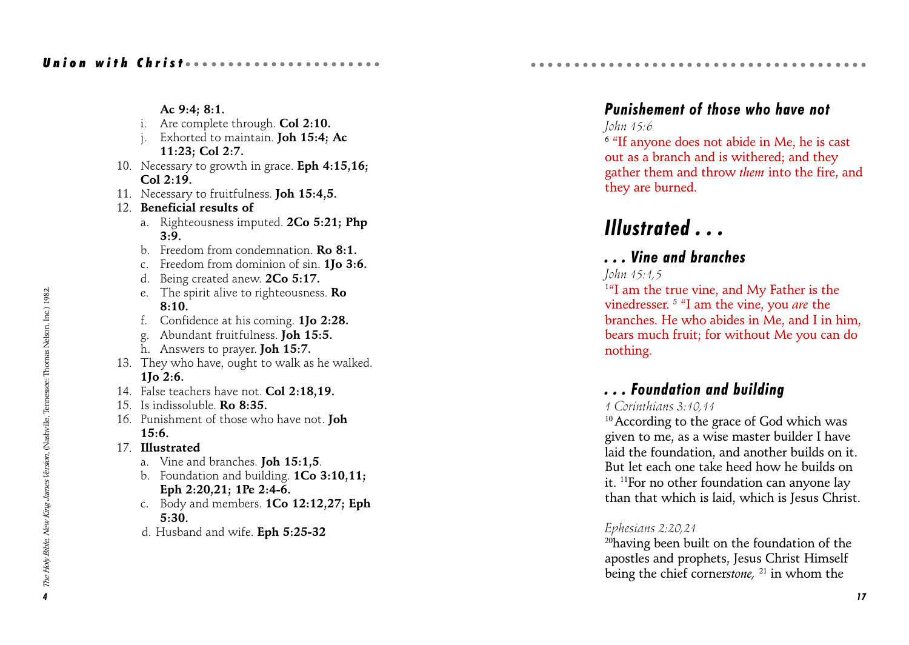**Ac 9:4; 8:1.**

   i. Are complete through. **Col 2:10.**
   j. Exhorted to maintain. **Joh 15:4; Ac 11:23; Col 2:7.**

10. Necessary to growth in grace. **Eph 4:15,16; Col 2:19.**
11. Necessary to fruitfulness. **Joh 15:4,5.**
12. **Beneficial results of**
    a. Righteousness imputed. **2Co 5:21; Php 3:9.**
    b. Freedom from condemnation. **Ro 8:1.**
    c. Freedom from dominion of sin. **1Jo 3:6.**
    d. Being created anew. **2Co 5:17.**
    e. The spirit alive to righteousness. **Ro 8:10.**
    f. Confidence at his coming. **1Jo 2:28.**
    g. Abundant fruitfulness. **Joh 15:5.**
    h. Answers to prayer. **Joh 15:7.**
13. They who have, ought to walk as he walked. **1Jo 2:6.**
14. False teachers have not. **Col 2:18,19.**
15. Is indissoluble. **Ro 8:35.**
16. Punishment of those who have not. **Joh 15:6.**
17. **Illustrated**
    a. Vine and branches. **Joh 15:1,5**.
    b. Foundation and building. **1Co 3:10,11; Eph 2:20,21; 1Pe 2:4-6.**
    c. Body and members. **1Co 12:12,27; Eph 5:30.**
    d. Husband and wife. **Eph 5:25-32**

*The Holy Bible, New King James Version*, (Nashville, Tennessee: Thomas Nelson, Inc.) 1982.

### Punishement of those who have not

*John 15:6*

[6] "If anyone does not abide in Me, he is cast out as a branch and is withered; and they gather them and throw *them* into the fire, and they are burned.

## Illustrated . . .

### . . . Vine and branches

*John 15:1,5*

[1] "I am the true vine, and My Father is the vinedresser. [5] "I am the vine, you *are* the branches. He who abides in Me, and I in him, bears much fruit; for without Me you can do nothing.

### . . . Foundation and building

*1 Corinthians 3:10,11*

[10] According to the grace of God which was given to me, as a wise master builder I have laid the foundation, and another builds on it. But let each one take heed how he builds on it. [11] For no other foundation can anyone lay than that which is laid, which is Jesus Christ.

*Ephesians 2:20,21*

[20] having been built on the foundation of the apostles and prophets, Jesus Christ Himself being the chief corner*stone,* [21] in whom the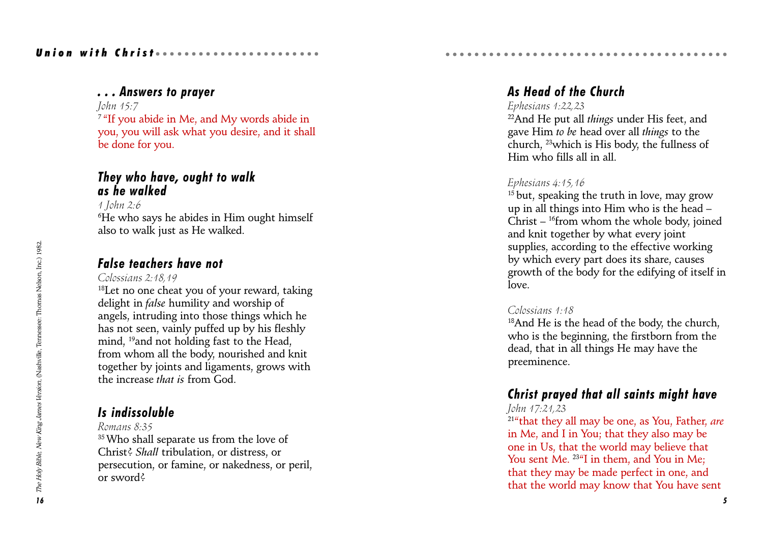### . . . Answers to prayer

*John 15:7*

[7] "If you abide in Me, and My words abide in you, you will ask what you desire, and it shall be done for you.

### They who have, ought to walk as he walked

*1 John 2:6*

[6]He who says he abides in Him ought himself also to walk just as He walked.

### False teachers have not

*Colossians 2:18,19*

[18]Let no one cheat you of your reward, taking delight in *false* humility and worship of angels, intruding into those things which he has not seen, vainly puffed up by his fleshly mind, [19]and not holding fast to the Head, from whom all the body, nourished and knit together by joints and ligaments, grows with the increase *that is* from God.

### Is indissoluble

*Romans 8:35*

[35] Who shall separate us from the love of Christ? *Shall* tribulation, or distress, or persecution, or famine, or nakedness, or peril, or sword?

*The Holy Bible, New King James Version*, (Nashville, Tennessee: Thomas Nelson, Inc.) 1982.

### As Head of the Church

*Ephesians 1:22,23*

[22]And He put all *things* under His feet, and gave Him *to be* head over all *things* to the church, [23]which is His body, the fullness of Him who fills all in all.

*Ephesians 4:15,16*

[15] but, speaking the truth in love, may grow up in all things into Him who is the head – Christ – [16]from whom the whole body, joined and knit together by what every joint supplies, according to the effective working by which every part does its share, causes growth of the body for the edifying of itself in love.

*Colossians 1:18*

[18]And He is the head of the body, the church, who is the beginning, the firstborn from the dead, that in all things He may have the preeminence.

### Christ prayed that all saints might have

*John 17:21,23*

[21]"that they all may be one, as You, Father, *are* in Me, and I in You; that they also may be one in Us, that the world may believe that You sent Me. [23]"I in them, and You in Me; that they may be made perfect in one, and that the world may know that You have sent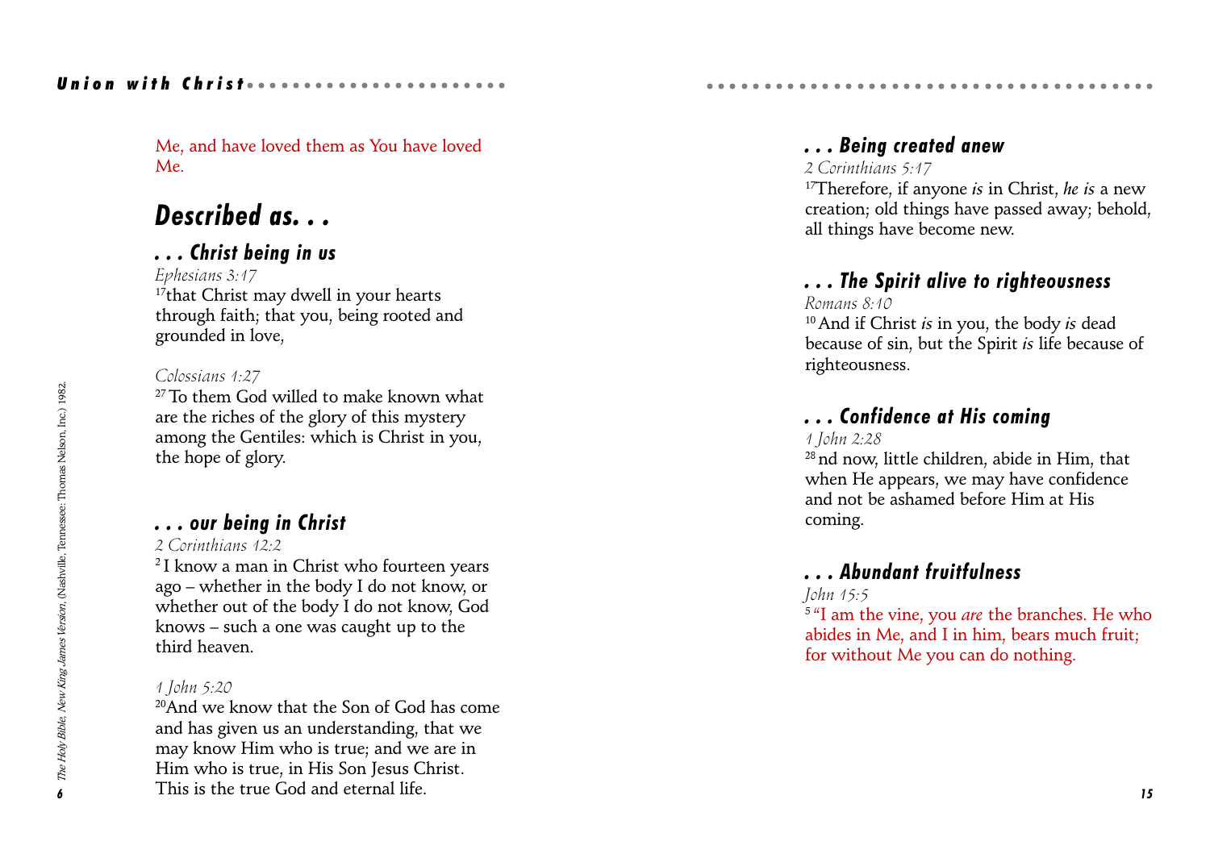Me, and have loved them as You have loved Me.

## Described as. . .

### . . . Christ being in us

*Ephesians 3:17*

[17]that Christ may dwell in your hearts through faith; that you, being rooted and grounded in love,

*Colossians 1:27*

[27] To them God willed to make known what are the riches of the glory of this mystery among the Gentiles: which is Christ in you, the hope of glory.

### . . . our being in Christ

*2 Corinthians 12:2*

[2] I know a man in Christ who fourteen years ago – whether in the body I do not know, or whether out of the body I do not know, God knows – such a one was caught up to the third heaven.

*1 John 5:20*

[20]And we know that the Son of God has come and has given us an understanding, that we may know Him who is true; and we are in Him who is true, in His Son Jesus Christ. This is the true God and eternal life.

*The Holy Bible, New King James Version,* (Nashville, Tennessee: Thomas Nelson, Inc.) 1982.

### . . . Being created anew

*2 Corinthians 5:17*

[17]Therefore, if anyone *is* in Christ, *he is* a new creation; old things have passed away; behold, all things have become new.

### . . . The Spirit alive to righteousness

*Romans 8:10*

[10] And if Christ *is* in you, the body *is* dead because of sin, but the Spirit *is* life because of righteousness.

### . . . Confidence at His coming

*1 John 2:28*

[28] nd now, little children, abide in Him, that when He appears, we may have confidence and not be ashamed before Him at His coming.

### . . . Abundant fruitfulness

*John 15:5*

[5] "I am the vine, you *are* the branches. He who abides in Me, and I in him, bears much fruit; for without Me you can do nothing.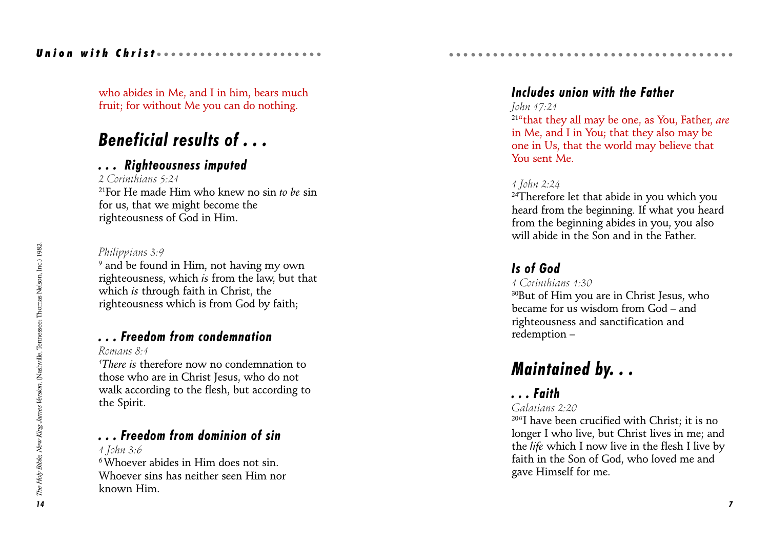who abides in Me, and I in him, bears much fruit; for without Me you can do nothing.

## *Beneficial results of . . .*

### *. . . Righteousness imputed*

*2 Corinthians 5:21*

[21]For He made Him who knew no sin *to be* sin for us, that we might become the righteousness of God in Him.

*Philippians 3:9*

[9] and be found in Him, not having my own righteousness, which *is* from the law, but that which *is* through faith in Christ, the righteousness which is from God by faith;

### *. . . Freedom from condemnation*

*Romans 8:1*

[1]*There is* therefore now no condemnation to those who are in Christ Jesus, who do not walk according to the flesh, but according to the Spirit.

### *. . . Freedom from dominion of sin*

*1 John 3:6*

[6]Whoever abides in Him does not sin. Whoever sins has neither seen Him nor known Him.

### *Includes union with the Father*

*John 17:21*

[21]"that they all may be one, as You, Father, *are* in Me, and I in You; that they also may be one in Us, that the world may believe that You sent Me.

*1 John 2:24*

[24]Therefore let that abide in you which you heard from the beginning. If what you heard from the beginning abides in you, you also will abide in the Son and in the Father.

### *Is of God*

*1 Corinthians 1:30*

[30]But of Him you are in Christ Jesus, who became for us wisdom from God – and righteousness and sanctification and redemption –

## *Maintained by. . .*

### *. . . Faith*

*Galatians 2:20*

[20]"I have been crucified with Christ; it is no longer I who live, but Christ lives in me; and the *life* which I now live in the flesh I live by faith in the Son of God, who loved me and gave Himself for me.

*The Holy Bible, New King James Version*, (Nashville, Tennessee: Thomas Nelson, Inc.) 1982.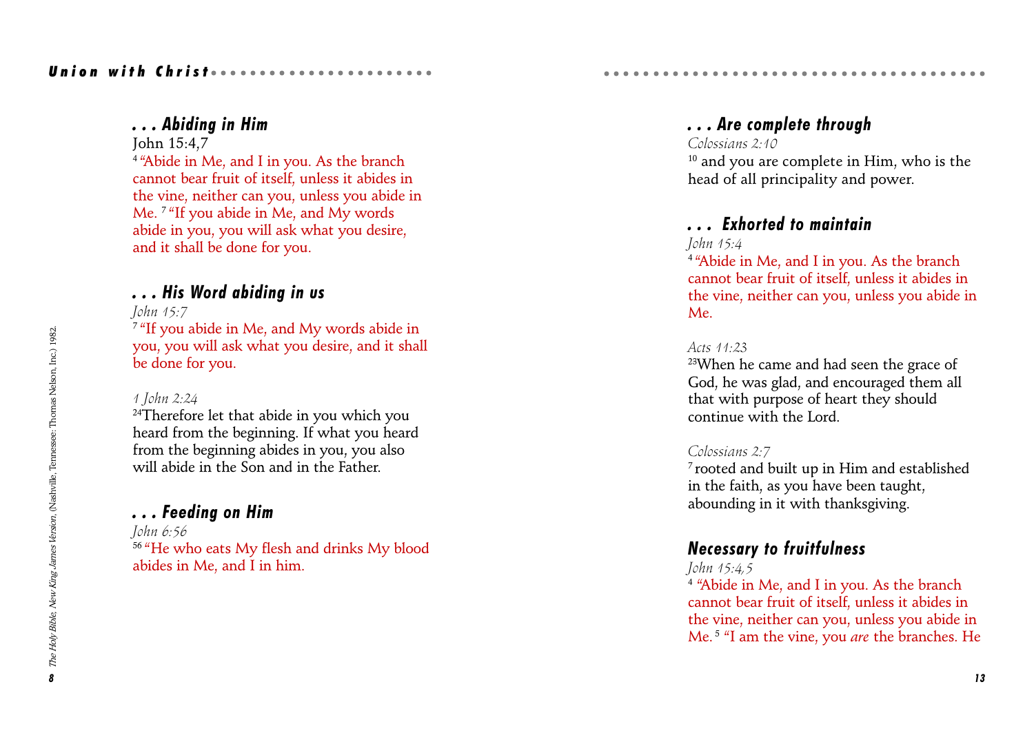### . . . Abiding in Him

John 15:4,7

[4] "Abide in Me, and I in you. As the branch cannot bear fruit of itself, unless it abides in the vine, neither can you, unless you abide in Me. [7] "If you abide in Me, and My words abide in you, you will ask what you desire, and it shall be done for you.

### . . . His Word abiding in us

*John 15:7*

[7] "If you abide in Me, and My words abide in you, you will ask what you desire, and it shall be done for you.

*1 John 2:24*

[24] Therefore let that abide in you which you heard from the beginning. If what you heard from the beginning abides in you, you also will abide in the Son and in the Father.

### . . . Feeding on Him

*John 6:56*

[56] "He who eats My flesh and drinks My blood abides in Me, and I in him.

*The Holy Bible, New King James Version*, (Nashville, Tennessee: Thomas Nelson, Inc.) 1982.

### . . . Are complete through

*Colossians 2:10*

[10] and you are complete in Him, who is the head of all principality and power.

### . . . Exhorted to maintain

*John 15:4*

[4] "Abide in Me, and I in you. As the branch cannot bear fruit of itself, unless it abides in the vine, neither can you, unless you abide in Me.

*Acts 11:23*

[23] When he came and had seen the grace of God, he was glad, and encouraged them all that with purpose of heart they should continue with the Lord.

*Colossians 2:7*

[7] rooted and built up in Him and established in the faith, as you have been taught, abounding in it with thanksgiving.

### Necessary to fruitfulness

*John 15:4,5*

[4] "Abide in Me, and I in you. As the branch cannot bear fruit of itself, unless it abides in the vine, neither can you, unless you abide in Me. [5] "I am the vine, you *are* the branches. He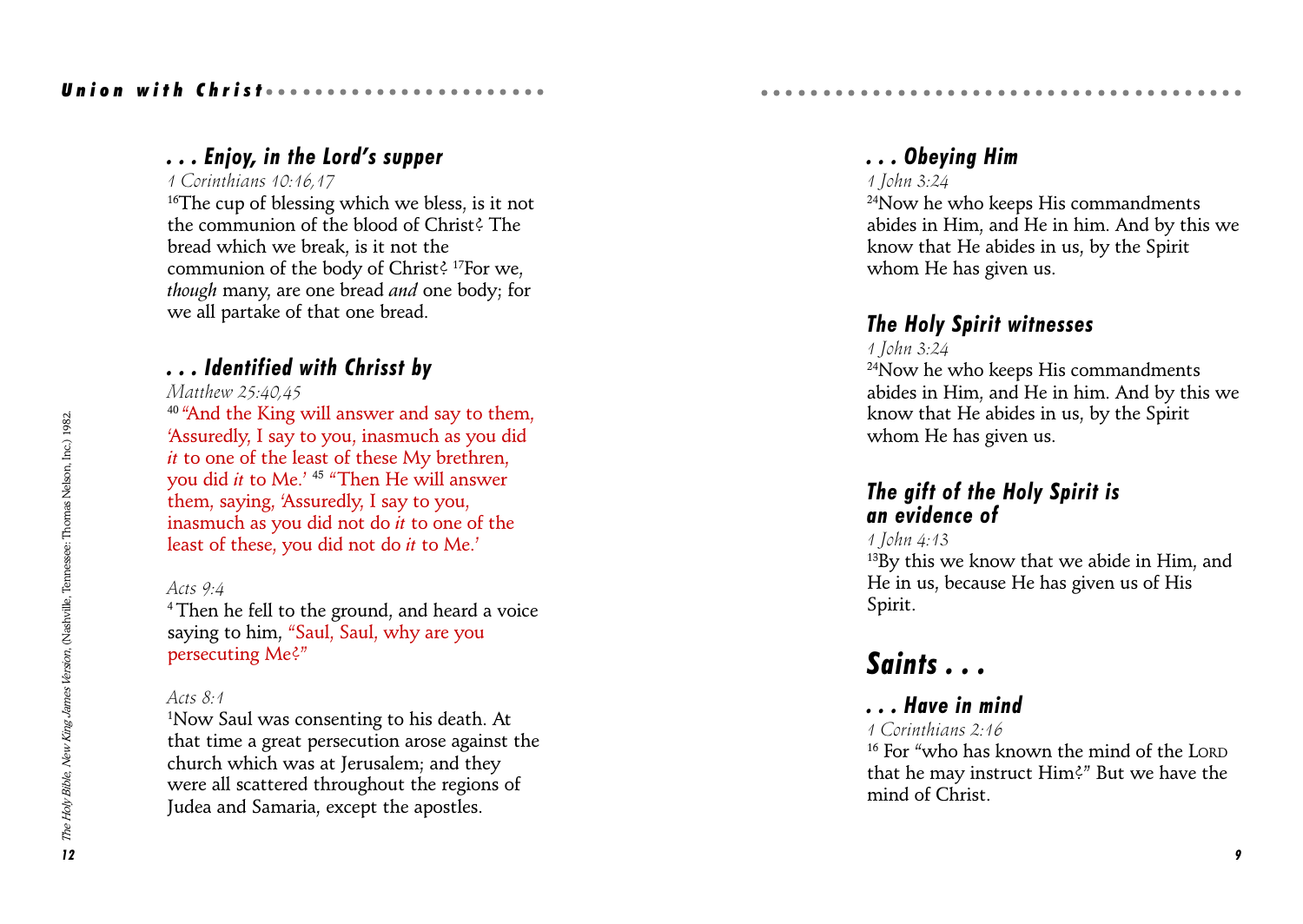### . . . Enjoy, in the Lord's supper

*1 Corinthians 10:16,17*

[16]The cup of blessing which we bless, is it not the communion of the blood of Christ? The bread which we break, is it not the communion of the body of Christ? [17]For we, *though* many, are one bread *and* one body; for we all partake of that one bread.

### . . . Identified with Chrisst by

*Matthew 25:40,45*

[40] "And the King will answer and say to them, 'Assuredly, I say to you, inasmuch as you did *it* to one of the least of these My brethren, you did *it* to Me.' [45] "Then He will answer them, saying, 'Assuredly, I say to you, inasmuch as you did not do *it* to one of the least of these, you did not do *it* to Me.'

*Acts 9:4*

[4] Then he fell to the ground, and heard a voice saying to him, "Saul, Saul, why are you persecuting Me?"

*Acts 8:1*

[1]Now Saul was consenting to his death. At that time a great persecution arose against the church which was at Jerusalem; and they were all scattered throughout the regions of Judea and Samaria, except the apostles.

*The Holy Bible, New King James Version*, (Nashville, Tennessee: Thomas Nelson, Inc.) 1982.

### . . . Obeying Him

*1 John 3:24*

[24]Now he who keeps His commandments abides in Him, and He in him. And by this we know that He abides in us, by the Spirit whom He has given us.

### The Holy Spirit witnesses

*1 John 3:24*

[24]Now he who keeps His commandments abides in Him, and He in him. And by this we know that He abides in us, by the Spirit whom He has given us.

### The gift of the Holy Spirit is an evidence of

*1 John 4:13*

[13]By this we know that we abide in Him, and He in us, because He has given us of His Spirit.

## Saints . . .

### . . . Have in mind

*1 Corinthians 2:16*

[16] For "who has known the mind of the LORD that he may instruct Him?" But we have the mind of Christ.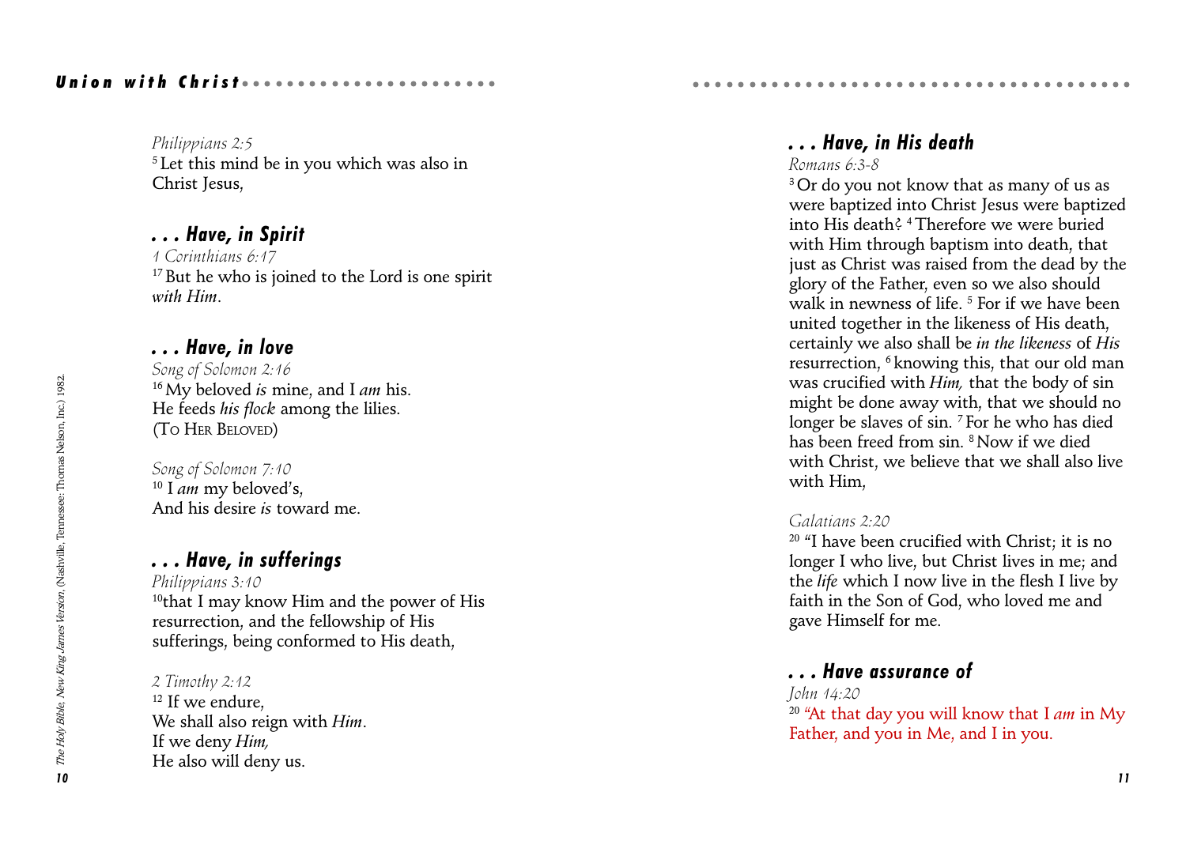*Philippians 2:5*
[5] Let this mind be in you which was also in Christ Jesus,

### . . . Have, in Spirit

*1 Corinthians 6:17*
[17] But he who is joined to the Lord is one spirit *with Him*.

### . . . Have, in love

*Song of Solomon 2:16*
[16] My beloved *is* mine, and I *am* his.
He feeds *his flock* among the lilies.
(To Her Beloved)

*Song of Solomon 7:10*
[10] I *am* my beloved's,
And his desire *is* toward me.

### . . . Have, in sufferings

*Philippians 3:10*
[10]that I may know Him and the power of His resurrection, and the fellowship of His sufferings, being conformed to His death,

*2 Timothy 2:12*
[12] If we endure,
We shall also reign with *Him*.
If we deny *Him,*
He also will deny us.

*The Holy Bible, New King James Version*, (Nashville, Tennessee: Thomas Nelson, Inc.) 1982.

### . . . Have, in His death

*Romans 6:3-8*
[3] Or do you not know that as many of us as were baptized into Christ Jesus were baptized into His death? [4] Therefore we were buried with Him through baptism into death, that just as Christ was raised from the dead by the glory of the Father, even so we also should walk in newness of life. [5] For if we have been united together in the likeness of His death, certainly we also shall be *in the likeness* of *His* resurrection, [6] knowing this, that our old man was crucified with *Him,* that the body of sin might be done away with, that we should no longer be slaves of sin. [7] For he who has died has been freed from sin. [8] Now if we died with Christ, we believe that we shall also live with Him,

*Galatians 2:20*
[20] "I have been crucified with Christ; it is no longer I who live, but Christ lives in me; and the *life* which I now live in the flesh I live by faith in the Son of God, who loved me and gave Himself for me.

### . . . Have assurance of

*John 14:20*
[20] "At that day you will know that I *am* in My Father, and you in Me, and I in you.